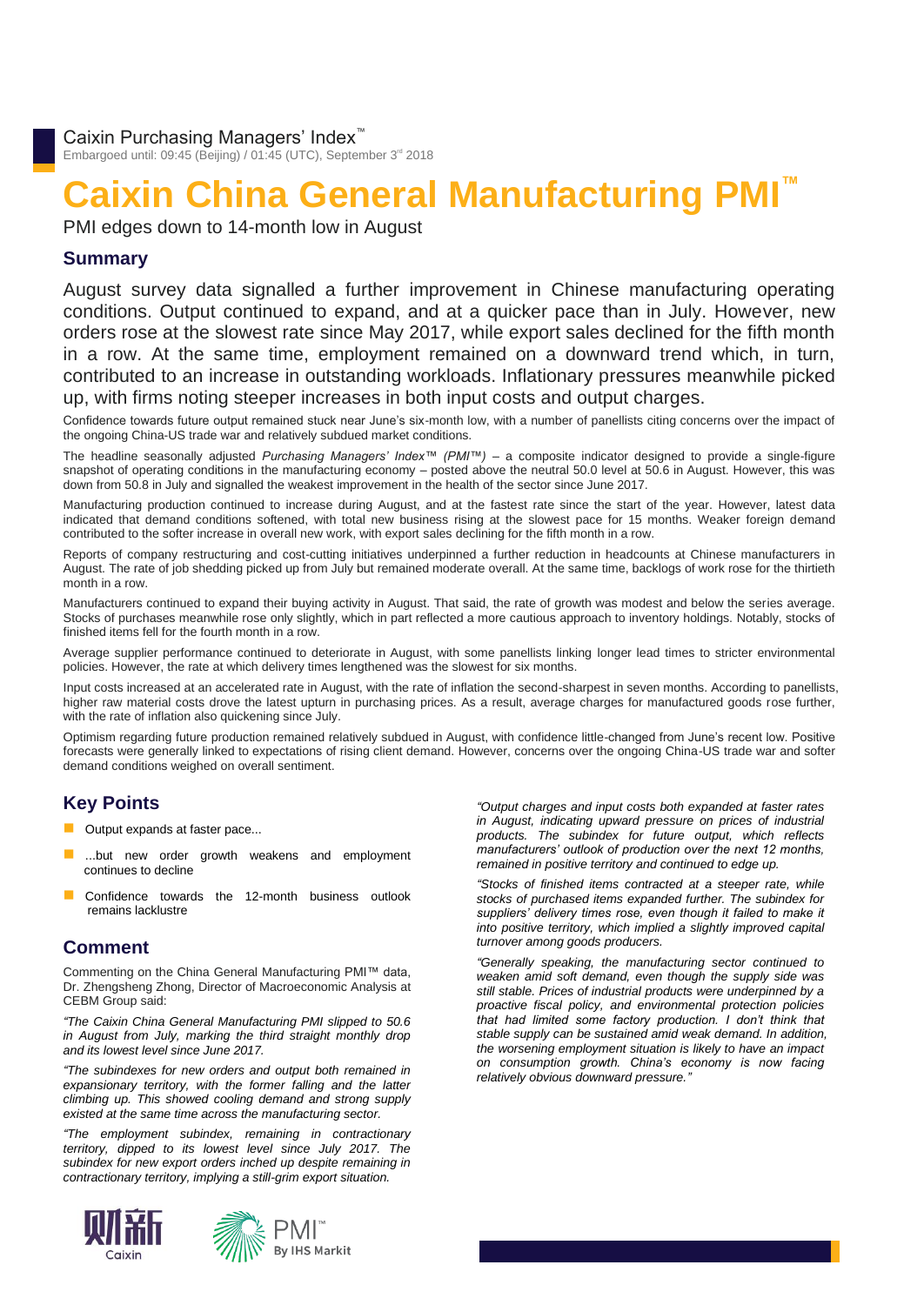Caixin Purchasing Managers' Index™

Embargoed until: 09:45 (Beijing) / 01:45 (UTC), September 3rd 2018

# Caixin China General Manufacturing PMI™

PMI edges down to 14-month low in August

## Summary

August survey data signalled a further improvement in Chinese manufacturing operating conditions. Output continued to expand, and at a quicker pace than in July. However, new orders rose at the slowest rate since May 2017, while export sales declined for the fifth month in a row. At the same time, employment remained on a downward trend which, in turn, contributed to an increase in outstanding workloads. Inflationary pressures meanwhile picked up, with firms noting steeper increases in both input costs and output charges.

Confidence towards future output remained stuck near June's six-month low, with a number of panellists citing concerns over the impact of the ongoing China-US trade war and relatively subdued market conditions.

The headline seasonally adjusted *Purchasing Managers' Index™ (PMI™)* – a composite indicator designed to provide a single-figure snapshot of operating conditions in the manufacturing economy – posted above the neutral 50.0 level at 50.6 in August. However, this was down from 50.8 in July and signalled the weakest improvement in the health of the sector since June 2017.

Manufacturing production continued to increase during August, and at the fastest rate since the start of the year. However, latest data indicated that demand conditions softened, with total new business rising at the slowest pace for 15 months. Weaker foreign demand contributed to the softer increase in overall new work, with export sales declining for the fifth month in a row.

Reports of company restructuring and cost-cutting initiatives underpinned a further reduction in headcounts at Chinese manufacturers in August. The rate of job shedding picked up from July but remained moderate overall. At the same time, backlogs of work rose for the thirtieth month in a row.

Manufacturers continued to expand their buying activity in August. That said, the rate of growth was modest and below the series average. Stocks of purchases meanwhile rose only slightly, which in part reflected a more cautious approach to inventory holdings. Notably, stocks of finished items fell for the fourth month in a row.

Average supplier performance continued to deteriorate in August, with some panellists linking longer lead times to stricter environmental policies. However, the rate at which delivery times lengthened was the slowest for six months.

Input costs increased at an accelerated rate in August, with the rate of inflation the second-sharpest in seven months. According to panellists, higher raw material costs drove the latest upturn in purchasing prices. As a result, average charges for manufactured goods rose further, with the rate of inflation also quickening since July.

Optimism regarding future production remained relatively subdued in August, with confidence little-changed from June's recent low. Positive forecasts were generally linked to expectations of rising client demand. However, concerns over the ongoing China-US trade war and softer demand conditions weighed on overall sentiment.

## Key Points

- Output expands at faster pace...
- ...but new order growth weakens and employment continues to decline
- Confidence towards the 12-month business outlook remains lacklustre

## Comment

Commenting on the China General Manufacturing PMI™ data, Dr. Zhengsheng Zhong, Director of Macroeconomic Analysis at CEBM Group said:

*"The Caixin China General Manufacturing PMI slipped to 50.6 in August from July, marking the third straight monthly drop and its lowest level since June 2017.*

*"The subindexes for new orders and output both remained in expansionary territory, with the former falling and the latter climbing up. This showed cooling demand and strong supply existed at the same time across the manufacturing sector.*

*"The employment subindex, remaining in contractionary territory, dipped to its lowest level since July 2017. The subindex for new export orders inched up despite remaining in contractionary territory, implying a still-grim export situation.*

*"Output charges and input costs both expanded at faster rates in August, indicating upward pressure on prices of industrial products. The subindex for future output, which reflects manufacturers' outlook of production over the next 12 months, remained in positive territory and continued to edge up.*

*"Stocks of finished items contracted at a steeper rate, while stocks of purchased items expanded further. The subindex for suppliers' delivery times rose, even though it failed to make it into positive territory, which implied a slightly improved capital turnover among goods producers.*

*"Generally speaking, the manufacturing sector continued to weaken amid soft demand, even though the supply side was still stable. Prices of industrial products were underpinned by a proactive fiscal policy, and environmental protection policies that had limited some factory production. I don't think that stable supply can be sustained amid weak demand. In addition, the worsening employment situation is likely to have an impact on consumption growth. China's economy is now facing relatively obvious downward pressure."*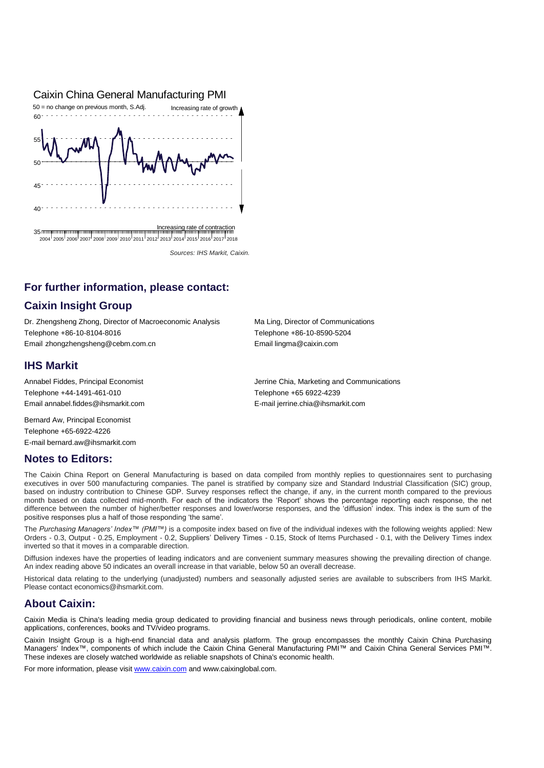Caixin China General Manufacturing PMI

50 = no change on previous month, S.Adj.

Increasing rate of growth

Increasing rate of contraction

*Sources: IHS Markit, Caixin.*

## For further information, please contact:

## Caixin Insight Group

Dr. Zhengsheng Zhong, Director of Macroeconomic Analysis
Telephone +86-10-8104-8016
Email zhongzhengsheng@cebm.com.cn

Ma Ling, Director of Communications
Telephone +86-10-8590-5204
Email lingma@caixin.com

## IHS Markit

Annabel Fiddes, Principal Economist
Telephone +44-1491-461-010
Email annabel.fiddes@ihsmarkit.com

Bernard Aw, Principal Economist
Telephone +65-6922-4226
E-mail bernard.aw@ihsmarkit.com

Jerrine Chia, Marketing and Communications
Telephone +65 6922-4239
E-mail jerrine.chia@ihsmarkit.com

## Notes to Editors:

The Caixin China Report on General Manufacturing is based on data compiled from monthly replies to questionnaires sent to purchasing executives in over 500 manufacturing companies. The panel is stratified by company size and Standard Industrial Classification (SIC) group, based on industry contribution to Chinese GDP. Survey responses reflect the change, if any, in the current month compared to the previous month based on data collected mid-month. For each of the indicators the 'Report' shows the percentage reporting each response, the net difference between the number of higher/better responses and lower/worse responses, and the 'diffusion' index. This index is the sum of the positive responses plus a half of those responding 'the same'.

The *Purchasing Managers' Index™ (PMI™)* is a composite index based on five of the individual indexes with the following weights applied: New Orders - 0.3, Output - 0.25, Employment - 0.2, Suppliers' Delivery Times - 0.15, Stock of Items Purchased - 0.1, with the Delivery Times index inverted so that it moves in a comparable direction.

Diffusion indexes have the properties of leading indicators and are convenient summary measures showing the prevailing direction of change. An index reading above 50 indicates an overall increase in that variable, below 50 an overall decrease.

Historical data relating to the underlying (unadjusted) numbers and seasonally adjusted series are available to subscribers from IHS Markit. Please contact economics@ihsmarkit.com.

## About Caixin:

Caixin Media is China's leading media group dedicated to providing financial and business news through periodicals, online content, mobile applications, conferences, books and TV/video programs.

Caixin Insight Group is a high-end financial data and analysis platform. The group encompasses the monthly Caixin China Purchasing Managers' Index™, components of which include the Caixin China General Manufacturing PMI™ and Caixin China General Services PMI™. These indexes are closely watched worldwide as reliable snapshots of China's economic health.

For more information, please visit www.caixin.com and www.caixinglobal.com.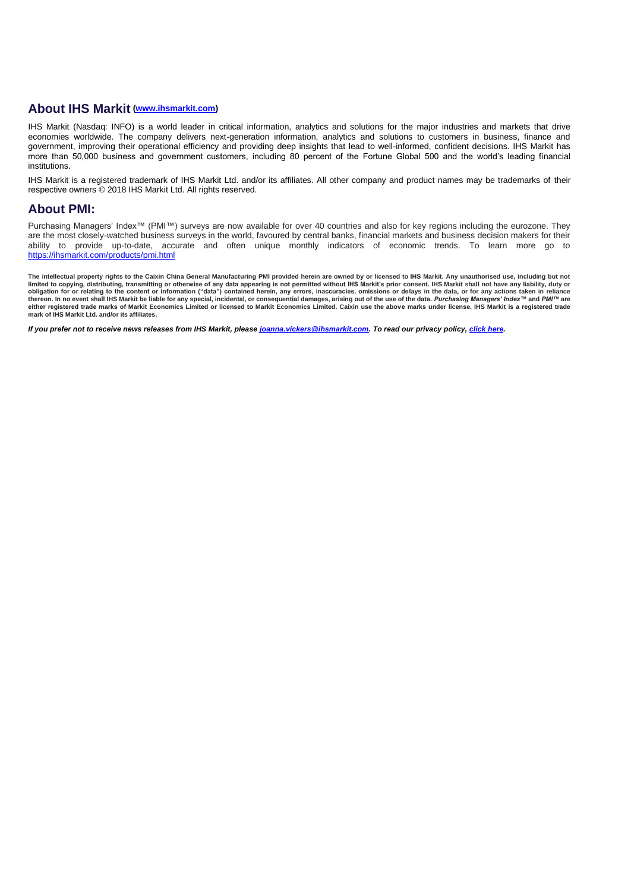## About IHS Markit ([www.ihsmarkit.com](http://www.ihsmarkit.com))

IHS Markit (Nasdaq: INFO) is a world leader in critical information, analytics and solutions for the major industries and markets that drive economies worldwide. The company delivers next-generation information, analytics and solutions to customers in business, finance and government, improving their operational efficiency and providing deep insights that lead to well-informed, confident decisions. IHS Markit has more than 50,000 business and government customers, including 80 percent of the Fortune Global 500 and the world's leading financial institutions.

IHS Markit is a registered trademark of IHS Markit Ltd. and/or its affiliates. All other company and product names may be trademarks of their respective owners © 2018 IHS Markit Ltd. All rights reserved.

## About PMI:

Purchasing Managers' Index™ (PMI™) surveys are now available for over 40 countries and also for key regions including the eurozone. They are the most closely-watched business surveys in the world, favoured by central banks, financial markets and business decision makers for their ability to provide up-to-date, accurate and often unique monthly indicators of economic trends. To learn more go to [https://ihsmarkit.com/products/pmi.html](https://ihsmarkit.com/products/pmi.html)

**The intellectual property rights to the Caixin China General Manufacturing PMI provided herein are owned by or licensed to IHS Markit. Any unauthorised use, including but not limited to copying, distributing, transmitting or otherwise of any data appearing is not permitted without IHS Markit's prior consent. IHS Markit shall not have any liability, duty or obligation for or relating to the content or information ("data") contained herein, any errors, inaccuracies, omissions or delays in the data, or for any actions taken in reliance thereon. In no event shall IHS Markit be liable for any special, incidental, or consequential damages, arising out of the use of the data. *Purchasing Managers' Index*™ and *PMI*™ are either registered trade marks of Markit Economics Limited or licensed to Markit Economics Limited. Caixin use the above marks under license. IHS Markit is a registered trade mark of IHS Markit Ltd. and/or its affiliates.**

***If you prefer not to receive news releases from IHS Markit, please [joanna.vickers@ihsmarkit.com](mailto:joanna.vickers@ihsmarkit.com). To read our privacy policy, click here.***